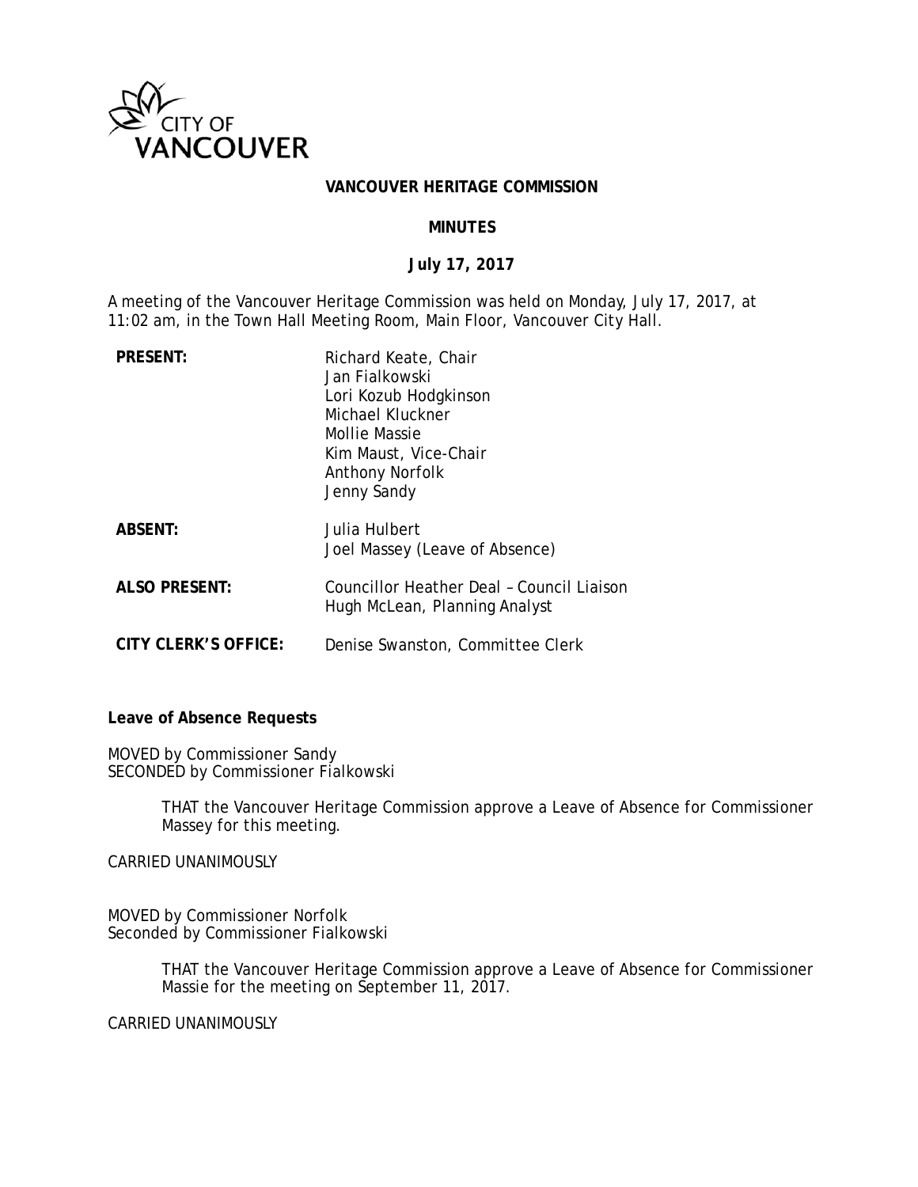# VANCOUVER HERITAGE COMMISSION

## MINUTES

### July 17, 2017

A meeting of the Vancouver Heritage Commission was held on Monday, July 17, 2017, at 11:02 am, in the Town Hall Meeting Room, Main Floor, Vancouver City Hall.

| | |
|---|---|
| **PRESENT:** | Richard Keate, Chair<br>Jan Fialkowski<br>Lori Kozub Hodgkinson<br>Michael Kluckner<br>Mollie Massie<br>Kim Maust, Vice-Chair<br>Anthony Norfolk<br>Jenny Sandy |
| **ABSENT:** | Julia Hulbert<br>Joel Massey (Leave of Absence) |
| **ALSO PRESENT:** | Councillor Heather Deal – Council Liaison<br>Hugh McLean, Planning Analyst |
| **CITY CLERK'S OFFICE:** | Denise Swanston, Committee Clerk |

**Leave of Absence Requests**

MOVED by Commissioner Sandy
SECONDED by Commissioner Fialkowski

> THAT the Vancouver Heritage Commission approve a Leave of Absence for Commissioner Massey for this meeting.

CARRIED UNANIMOUSLY

MOVED by Commissioner Norfolk
Seconded by Commissioner Fialkowski

> THAT the Vancouver Heritage Commission approve a Leave of Absence for Commissioner Massie for the meeting on September 11, 2017.

CARRIED UNANIMOUSLY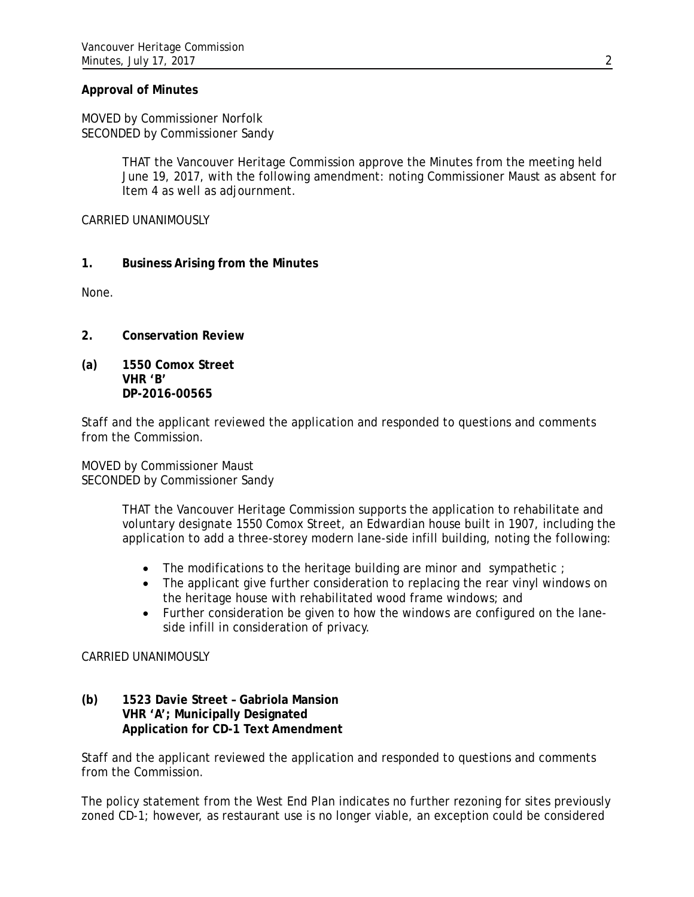**Approval of Minutes**

MOVED by Commissioner Norfolk
SECONDED by Commissioner Sandy

> THAT the Vancouver Heritage Commission approve the Minutes from the meeting held June 19, 2017, with the following amendment: noting Commissioner Maust as absent for Item 4 as well as adjournment.

CARRIED UNANIMOUSLY

**1. Business Arising from the Minutes**

None.

**2. Conservation Review**

**(a) 1550 Comox Street**
**VHR 'B'**
**DP-2016-00565**

Staff and the applicant reviewed the application and responded to questions and comments from the Commission.

MOVED by Commissioner Maust
SECONDED by Commissioner Sandy

> THAT the Vancouver Heritage Commission supports the application to rehabilitate and voluntary designate 1550 Comox Street, an Edwardian house built in 1907, including the application to add a three-storey modern lane-side infill building, noting the following:
>
> - The modifications to the heritage building are minor and sympathetic ;
> - The applicant give further consideration to replacing the rear vinyl windows on the heritage house with rehabilitated wood frame windows; and
> - Further consideration be given to how the windows are configured on the lane-side infill in consideration of privacy.

CARRIED UNANIMOUSLY

**(b) 1523 Davie Street – Gabriola Mansion**
**VHR 'A'; Municipally Designated**
**Application for CD-1 Text Amendment**

Staff and the applicant reviewed the application and responded to questions and comments from the Commission.

The policy statement from the West End Plan indicates no further rezoning for sites previously zoned CD-1; however, as restaurant use is no longer viable, an exception could be considered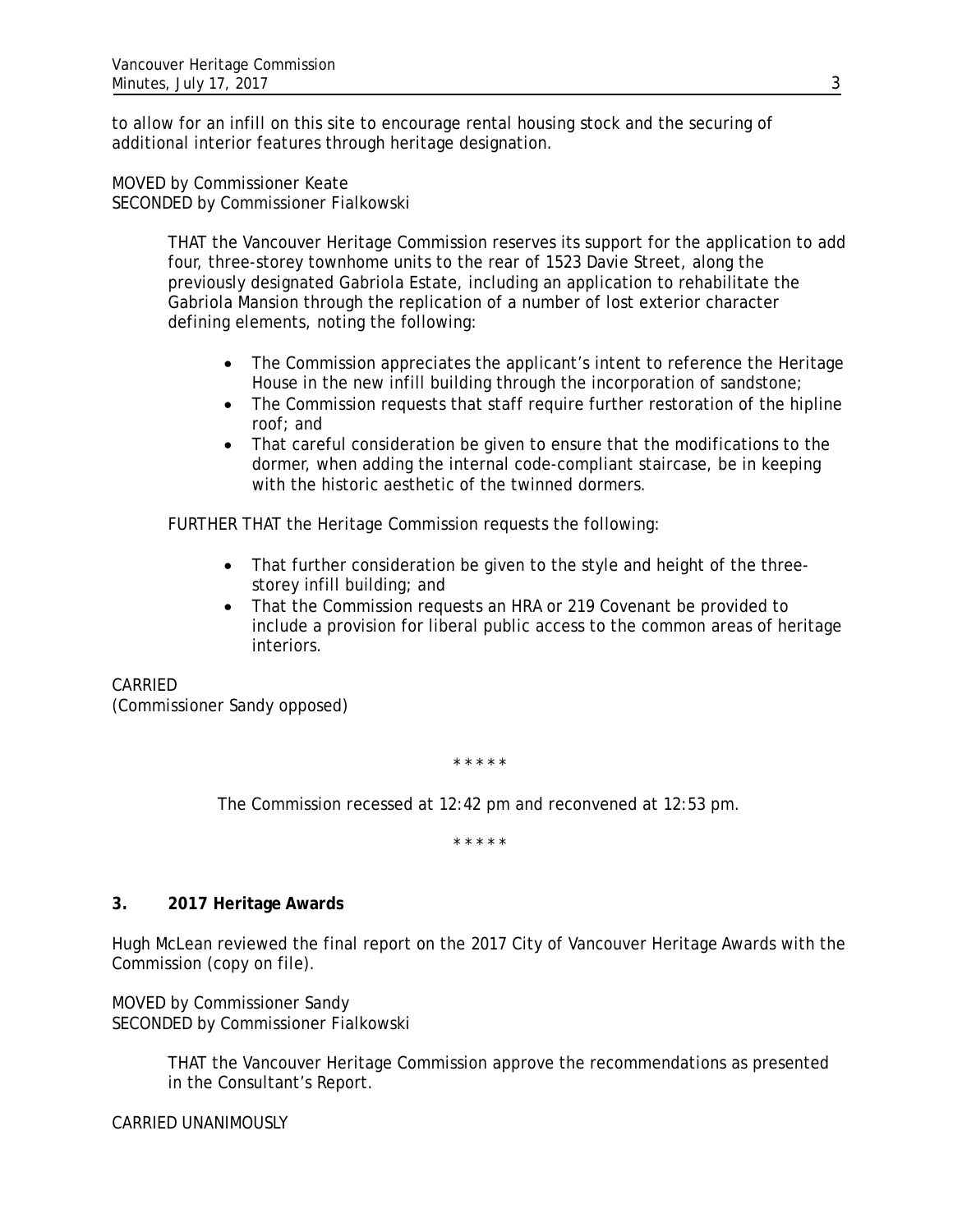to allow for an infill on this site to encourage rental housing stock and the securing of additional interior features through heritage designation.

MOVED by Commissioner Keate
SECONDED by Commissioner Fialkowski

> THAT the Vancouver Heritage Commission reserves its support for the application to add four, three-storey townhome units to the rear of 1523 Davie Street, along the previously designated Gabriola Estate, including an application to rehabilitate the Gabriola Mansion through the replication of a number of lost exterior character defining elements, noting the following:
>
> - The Commission appreciates the applicant's intent to reference the Heritage House in the new infill building through the incorporation of sandstone;
> - The Commission requests that staff require further restoration of the hipline roof; and
> - That careful consideration be given to ensure that the modifications to the dormer, when adding the internal code-compliant staircase, be in keeping with the historic aesthetic of the twinned dormers.
>
> FURTHER THAT the Heritage Commission requests the following:
>
> - That further consideration be given to the style and height of the three-storey infill building; and
> - That the Commission requests an HRA or 219 Covenant be provided to include a provision for liberal public access to the common areas of heritage interiors.

CARRIED
(Commissioner Sandy opposed)

\* \* \* \* \*

The Commission recessed at 12:42 pm and reconvened at 12:53 pm.

\* \* \* \* \*

**3. 2017 Heritage Awards**

Hugh McLean reviewed the final report on the 2017 City of Vancouver Heritage Awards with the Commission (copy on file).

MOVED by Commissioner Sandy
SECONDED by Commissioner Fialkowski

> THAT the Vancouver Heritage Commission approve the recommendations as presented in the Consultant's Report.

CARRIED UNANIMOUSLY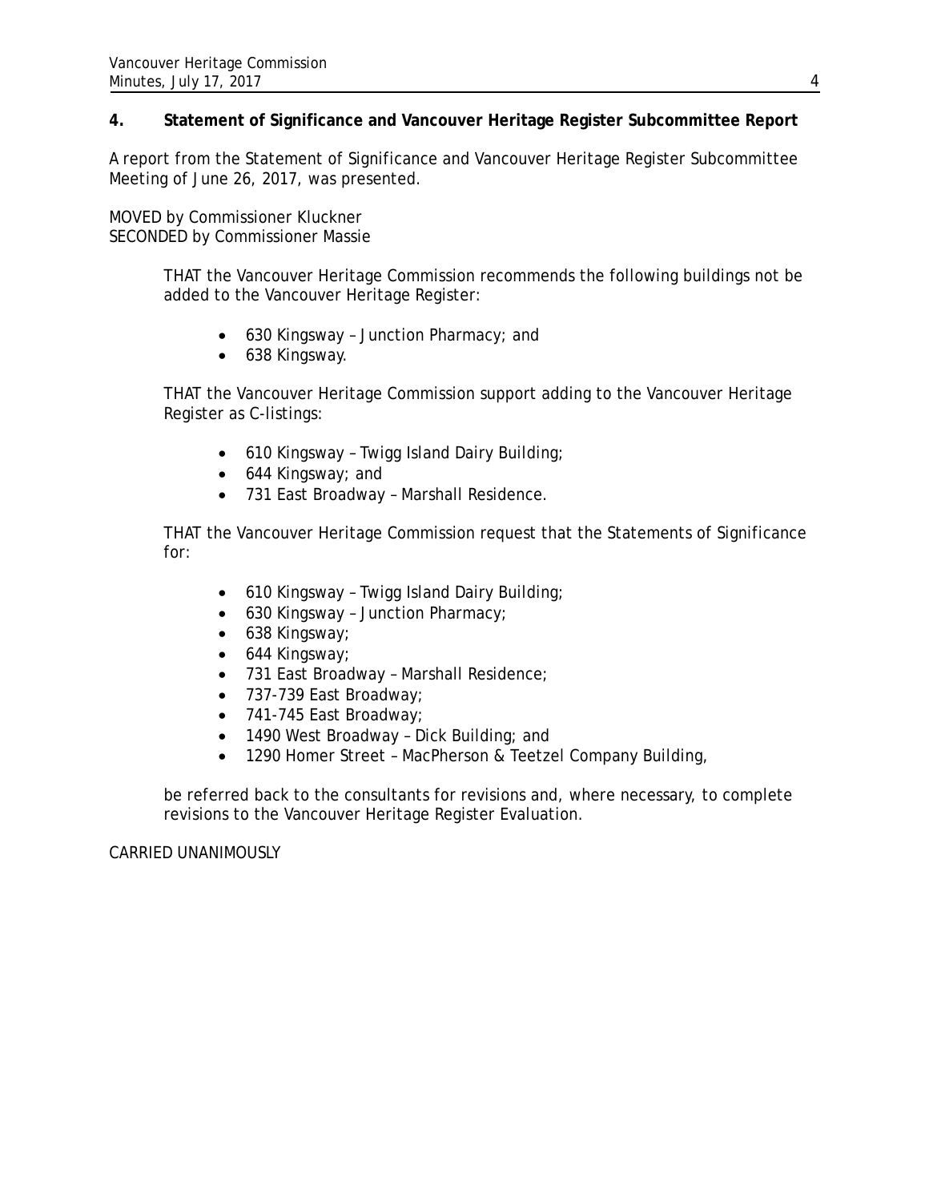### 4. Statement of Significance and Vancouver Heritage Register Subcommittee Report

A report from the Statement of Significance and Vancouver Heritage Register Subcommittee Meeting of June 26, 2017, was presented.

MOVED by Commissioner Kluckner
SECONDED by Commissioner Massie

> THAT the Vancouver Heritage Commission recommends the following buildings not be added to the Vancouver Heritage Register:
>
> - 630 Kingsway – Junction Pharmacy; and
> - 638 Kingsway.
>
> THAT the Vancouver Heritage Commission support adding to the Vancouver Heritage Register as C-listings:
>
> - 610 Kingsway – Twigg Island Dairy Building;
> - 644 Kingsway; and
> - 731 East Broadway – Marshall Residence.
>
> THAT the Vancouver Heritage Commission request that the Statements of Significance for:
>
> - 610 Kingsway – Twigg Island Dairy Building;
> - 630 Kingsway – Junction Pharmacy;
> - 638 Kingsway;
> - 644 Kingsway;
> - 731 East Broadway – Marshall Residence;
> - 737-739 East Broadway;
> - 741-745 East Broadway;
> - 1490 West Broadway – Dick Building; and
> - 1290 Homer Street – MacPherson & Teetzel Company Building,
>
> be referred back to the consultants for revisions and, where necessary, to complete revisions to the Vancouver Heritage Register Evaluation.

CARRIED UNANIMOUSLY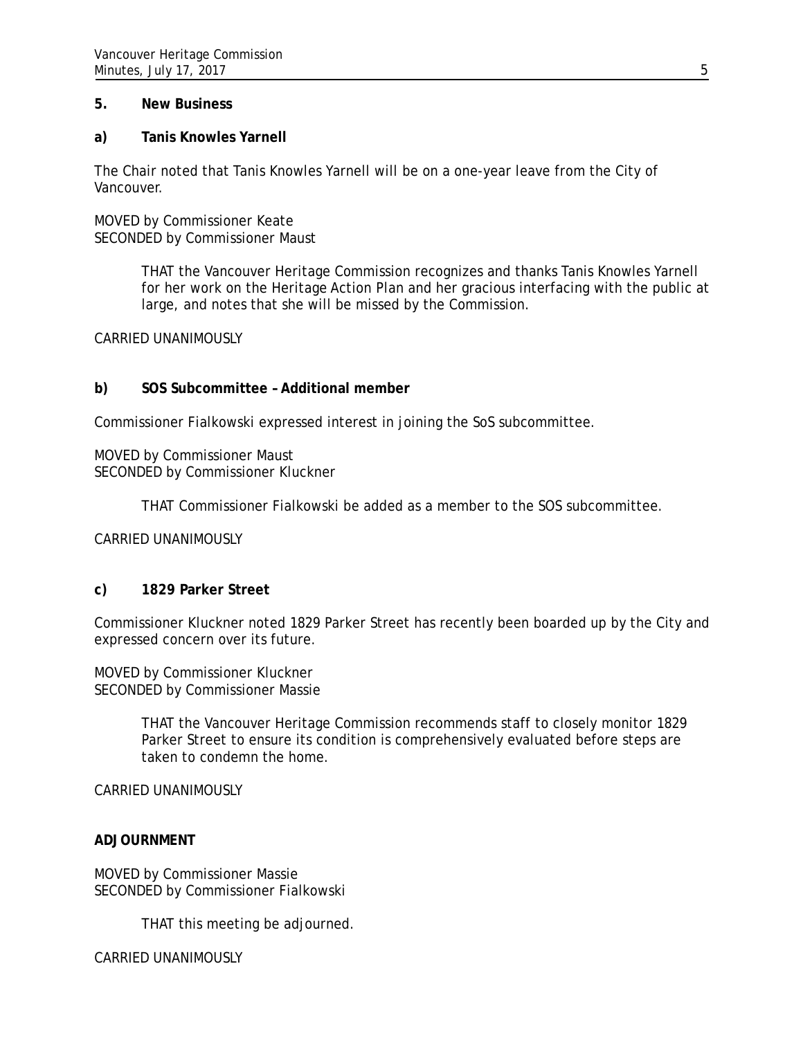## 5. New Business

### a) Tanis Knowles Yarnell

The Chair noted that Tanis Knowles Yarnell will be on a one-year leave from the City of Vancouver.

MOVED by Commissioner Keate
SECONDED by Commissioner Maust

> THAT the Vancouver Heritage Commission recognizes and thanks Tanis Knowles Yarnell for her work on the Heritage Action Plan and her gracious interfacing with the public at large, and notes that she will be missed by the Commission.

CARRIED UNANIMOUSLY

### b) SOS Subcommittee – Additional member

Commissioner Fialkowski expressed interest in joining the SoS subcommittee.

MOVED by Commissioner Maust
SECONDED by Commissioner Kluckner

> THAT Commissioner Fialkowski be added as a member to the SOS subcommittee.

CARRIED UNANIMOUSLY

### c) 1829 Parker Street

Commissioner Kluckner noted 1829 Parker Street has recently been boarded up by the City and expressed concern over its future.

MOVED by Commissioner Kluckner
SECONDED by Commissioner Massie

> THAT the Vancouver Heritage Commission recommends staff to closely monitor 1829 Parker Street to ensure its condition is comprehensively evaluated before steps are taken to condemn the home.

CARRIED UNANIMOUSLY

## ADJOURNMENT

MOVED by Commissioner Massie
SECONDED by Commissioner Fialkowski

> THAT this meeting be adjourned.

CARRIED UNANIMOUSLY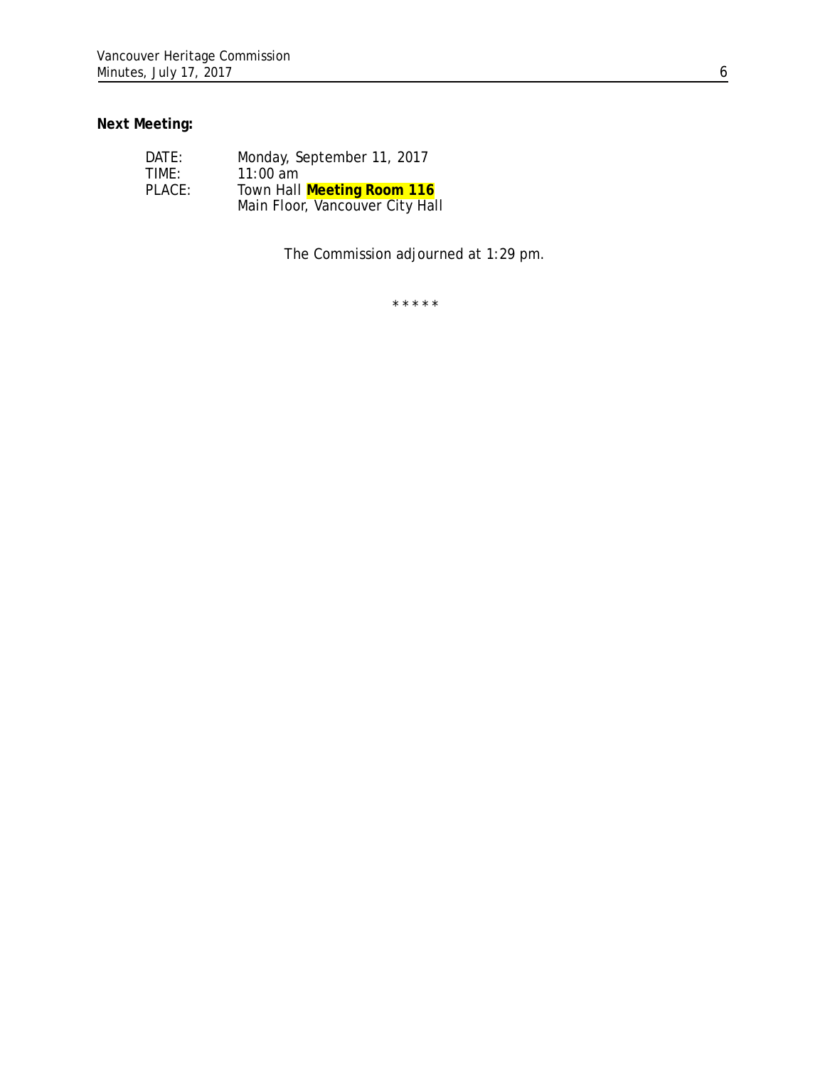**Next Meeting:**

| | |
|---|---|
| DATE: | Monday, September 11, 2017 |
| TIME: | 11:00 am |
| PLACE: | Town Hall **Meeting Room 116**<br>Main Floor, Vancouver City Hall |

The Commission adjourned at 1:29 pm.

* * * * *